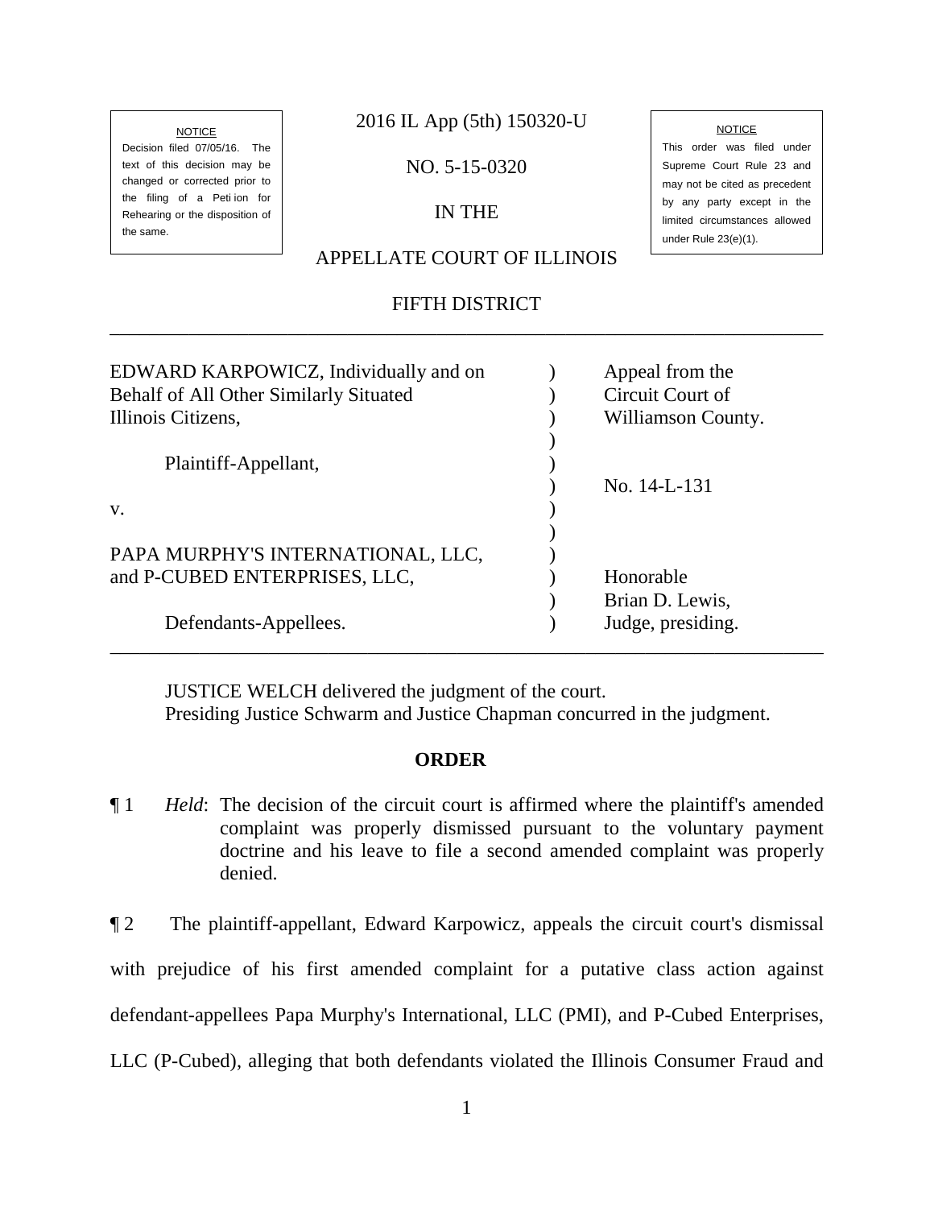NOTICE
Decision filed 07/05/16. The text of this decision may be changed or corrected prior to the filing of a Peti ion for Rehearing or the disposition of the same.

2016 IL App (5th) 150320-U

NO. 5-15-0320

IN THE

APPELLATE COURT OF ILLINOIS

FIFTH DISTRICT

NOTICE
This order was filed under Supreme Court Rule 23 and may not be cited as precedent by any party except in the limited circumstances allowed under Rule 23(e)(1).

---

| | | |
|---|---|---|
| EDWARD KARPOWICZ, Individually and on Behalf of All Other Similarly Situated Illinois Citizens, | ) | Appeal from the Circuit Court of Williamson County. |
| Plaintiff-Appellant, | ) | |
| v. | ) | No. 14-L-131 |
| PAPA MURPHY'S INTERNATIONAL, LLC, and P-CUBED ENTERPRISES, LLC, | ) | Honorable Brian D. Lewis, |
| Defendants-Appellees. | ) | Judge, presiding. |

---

JUSTICE WELCH delivered the judgment of the court.
Presiding Justice Schwarm and Justice Chapman concurred in the judgment.

## ORDER

¶ 1 *Held*: The decision of the circuit court is affirmed where the plaintiff's amended complaint was properly dismissed pursuant to the voluntary payment doctrine and his leave to file a second amended complaint was properly denied.

¶ 2 The plaintiff-appellant, Edward Karpowicz, appeals the circuit court's dismissal with prejudice of his first amended complaint for a putative class action against defendant-appellees Papa Murphy's International, LLC (PMI), and P-Cubed Enterprises, LLC (P-Cubed), alleging that both defendants violated the Illinois Consumer Fraud and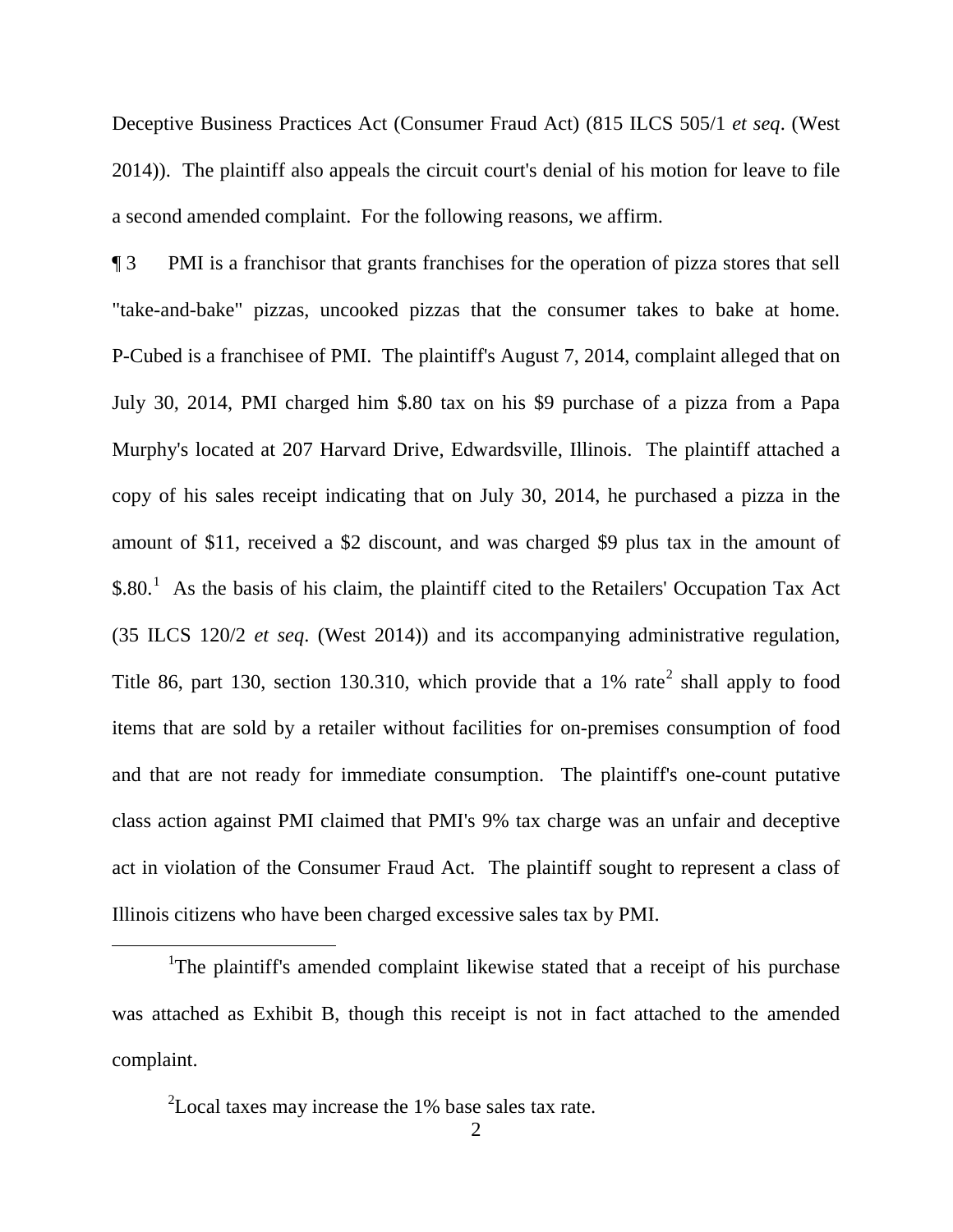Deceptive Business Practices Act (Consumer Fraud Act) (815 ILCS 505/1 *et seq*. (West 2014)). The plaintiff also appeals the circuit court's denial of his motion for leave to file a second amended complaint. For the following reasons, we affirm.

¶ 3 PMI is a franchisor that grants franchises for the operation of pizza stores that sell "take-and-bake" pizzas, uncooked pizzas that the consumer takes to bake at home. P-Cubed is a franchisee of PMI. The plaintiff's August 7, 2014, complaint alleged that on July 30, 2014, PMI charged him $.80 tax on his $9 purchase of a pizza from a Papa Murphy's located at 207 Harvard Drive, Edwardsville, Illinois. The plaintiff attached a copy of his sales receipt indicating that on July 30, 2014, he purchased a pizza in the amount of $11, received a $2 discount, and was charged $9 plus tax in the amount of $.80.[1] As the basis of his claim, the plaintiff cited to the Retailers' Occupation Tax Act (35 ILCS 120/2 *et seq*. (West 2014)) and its accompanying administrative regulation, Title 86, part 130, section 130.310, which provide that a 1% rate[2] shall apply to food items that are sold by a retailer without facilities for on-premises consumption of food and that are not ready for immediate consumption. The plaintiff's one-count putative class action against PMI claimed that PMI's 9% tax charge was an unfair and deceptive act in violation of the Consumer Fraud Act. The plaintiff sought to represent a class of Illinois citizens who have been charged excessive sales tax by PMI.

[1]The plaintiff's amended complaint likewise stated that a receipt of his purchase was attached as Exhibit B, though this receipt is not in fact attached to the amended complaint.

[2]Local taxes may increase the 1% base sales tax rate.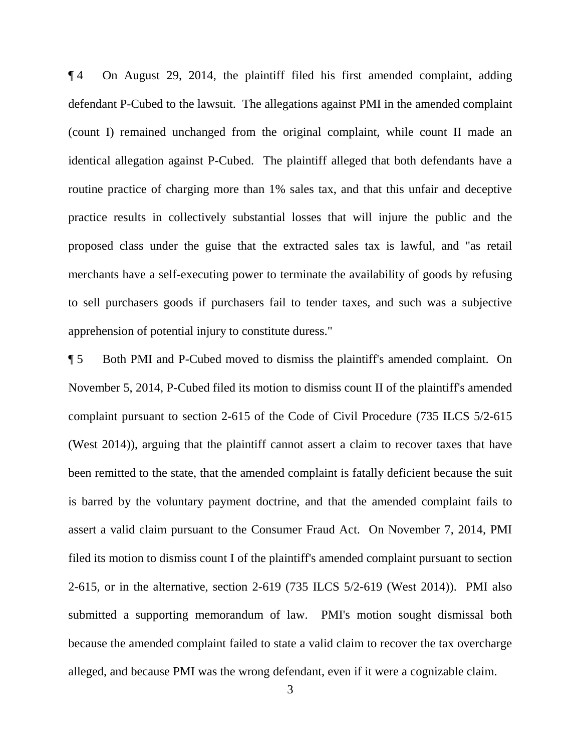¶ 4 On August 29, 2014, the plaintiff filed his first amended complaint, adding defendant P-Cubed to the lawsuit. The allegations against PMI in the amended complaint (count I) remained unchanged from the original complaint, while count II made an identical allegation against P-Cubed. The plaintiff alleged that both defendants have a routine practice of charging more than 1% sales tax, and that this unfair and deceptive practice results in collectively substantial losses that will injure the public and the proposed class under the guise that the extracted sales tax is lawful, and "as retail merchants have a self-executing power to terminate the availability of goods by refusing to sell purchasers goods if purchasers fail to tender taxes, and such was a subjective apprehension of potential injury to constitute duress."

¶ 5 Both PMI and P-Cubed moved to dismiss the plaintiff's amended complaint. On November 5, 2014, P-Cubed filed its motion to dismiss count II of the plaintiff's amended complaint pursuant to section 2-615 of the Code of Civil Procedure (735 ILCS 5/2-615 (West 2014)), arguing that the plaintiff cannot assert a claim to recover taxes that have been remitted to the state, that the amended complaint is fatally deficient because the suit is barred by the voluntary payment doctrine, and that the amended complaint fails to assert a valid claim pursuant to the Consumer Fraud Act. On November 7, 2014, PMI filed its motion to dismiss count I of the plaintiff's amended complaint pursuant to section 2-615, or in the alternative, section 2-619 (735 ILCS 5/2-619 (West 2014)). PMI also submitted a supporting memorandum of law. PMI's motion sought dismissal both because the amended complaint failed to state a valid claim to recover the tax overcharge alleged, and because PMI was the wrong defendant, even if it were a cognizable claim.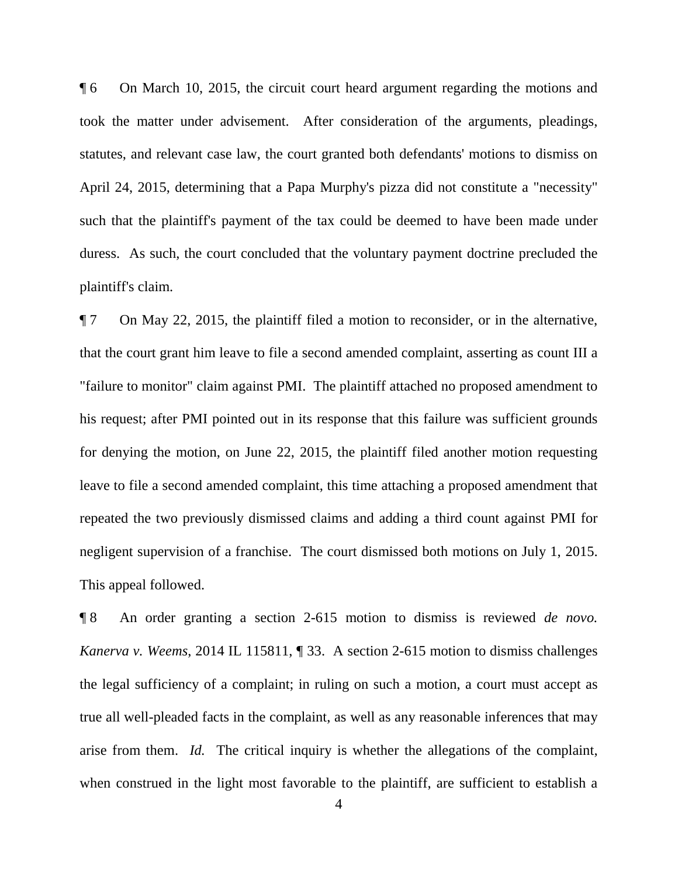¶ 6 On March 10, 2015, the circuit court heard argument regarding the motions and took the matter under advisement. After consideration of the arguments, pleadings, statutes, and relevant case law, the court granted both defendants' motions to dismiss on April 24, 2015, determining that a Papa Murphy's pizza did not constitute a "necessity" such that the plaintiff's payment of the tax could be deemed to have been made under duress. As such, the court concluded that the voluntary payment doctrine precluded the plaintiff's claim.

¶ 7 On May 22, 2015, the plaintiff filed a motion to reconsider, or in the alternative, that the court grant him leave to file a second amended complaint, asserting as count III a "failure to monitor" claim against PMI. The plaintiff attached no proposed amendment to his request; after PMI pointed out in its response that this failure was sufficient grounds for denying the motion, on June 22, 2015, the plaintiff filed another motion requesting leave to file a second amended complaint, this time attaching a proposed amendment that repeated the two previously dismissed claims and adding a third count against PMI for negligent supervision of a franchise. The court dismissed both motions on July 1, 2015. This appeal followed.

¶ 8 An order granting a section 2-615 motion to dismiss is reviewed *de novo. Kanerva v. Weems*, 2014 IL 115811, ¶ 33. A section 2-615 motion to dismiss challenges the legal sufficiency of a complaint; in ruling on such a motion, a court must accept as true all well-pleaded facts in the complaint, as well as any reasonable inferences that may arise from them. *Id.* The critical inquiry is whether the allegations of the complaint, when construed in the light most favorable to the plaintiff, are sufficient to establish a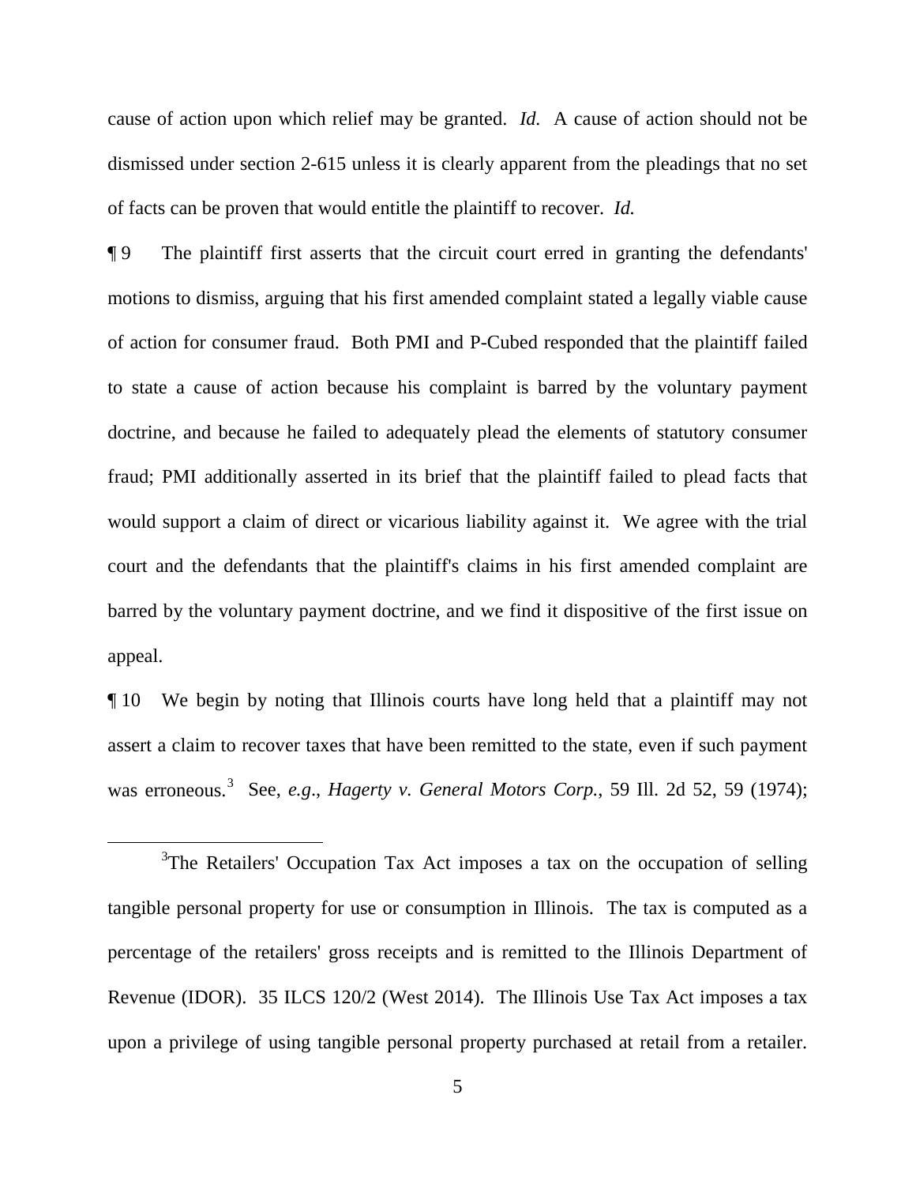cause of action upon which relief may be granted. *Id.* A cause of action should not be dismissed under section 2-615 unless it is clearly apparent from the pleadings that no set of facts can be proven that would entitle the plaintiff to recover. *Id.*

¶ 9 The plaintiff first asserts that the circuit court erred in granting the defendants' motions to dismiss, arguing that his first amended complaint stated a legally viable cause of action for consumer fraud. Both PMI and P-Cubed responded that the plaintiff failed to state a cause of action because his complaint is barred by the voluntary payment doctrine, and because he failed to adequately plead the elements of statutory consumer fraud; PMI additionally asserted in its brief that the plaintiff failed to plead facts that would support a claim of direct or vicarious liability against it. We agree with the trial court and the defendants that the plaintiff's claims in his first amended complaint are barred by the voluntary payment doctrine, and we find it dispositive of the first issue on appeal.

¶ 10 We begin by noting that Illinois courts have long held that a plaintiff may not assert a claim to recover taxes that have been remitted to the state, even if such payment was erroneous.[3] See, *e.g.*, *Hagerty v. General Motors Corp.*, 59 Ill. 2d 52, 59 (1974);

---

[3]The Retailers' Occupation Tax Act imposes a tax on the occupation of selling tangible personal property for use or consumption in Illinois. The tax is computed as a percentage of the retailers' gross receipts and is remitted to the Illinois Department of Revenue (IDOR). 35 ILCS 120/2 (West 2014). The Illinois Use Tax Act imposes a tax upon a privilege of using tangible personal property purchased at retail from a retailer.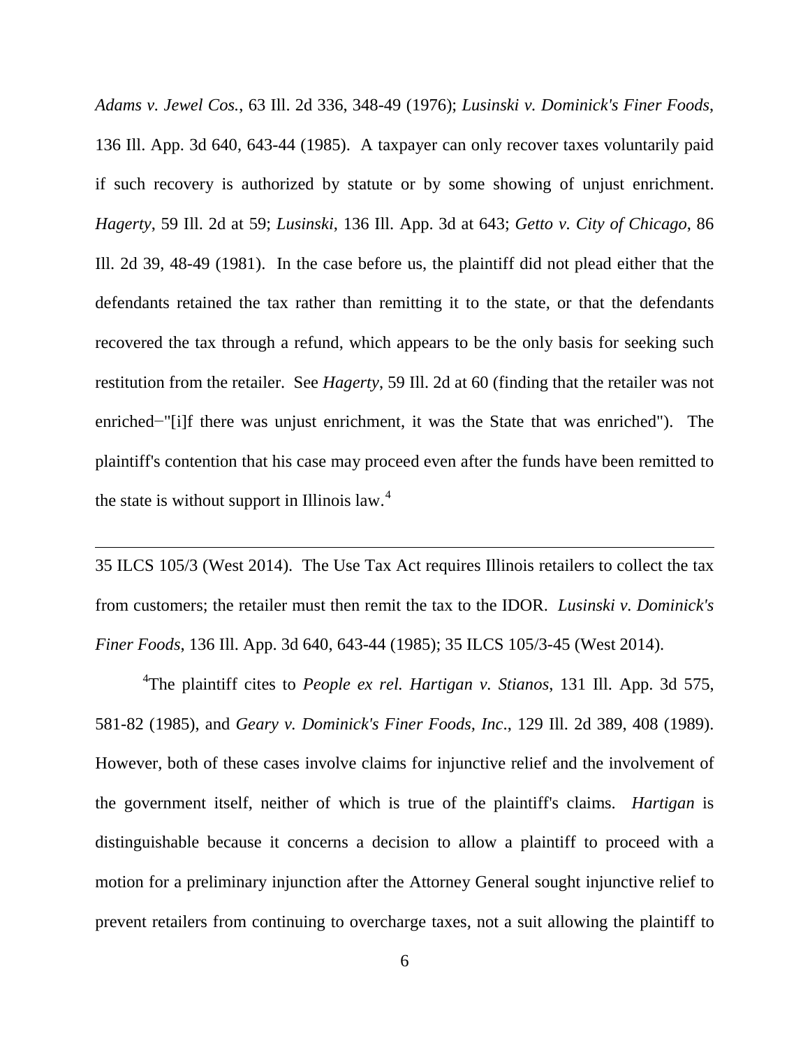*Adams v. Jewel Cos.*, 63 Ill. 2d 336, 348-49 (1976); *Lusinski v. Dominick's Finer Foods*, 136 Ill. App. 3d 640, 643-44 (1985). A taxpayer can only recover taxes voluntarily paid if such recovery is authorized by statute or by some showing of unjust enrichment. *Hagerty*, 59 Ill. 2d at 59; *Lusinski*, 136 Ill. App. 3d at 643; *Getto v. City of Chicago*, 86 Ill. 2d 39, 48-49 (1981). In the case before us, the plaintiff did not plead either that the defendants retained the tax rather than remitting it to the state, or that the defendants recovered the tax through a refund, which appears to be the only basis for seeking such restitution from the retailer. See *Hagerty*, 59 Ill. 2d at 60 (finding that the retailer was not enriched−"[i]f there was unjust enrichment, it was the State that was enriched"). The plaintiff's contention that his case may proceed even after the funds have been remitted to the state is without support in Illinois law.[4]

---

35 ILCS 105/3 (West 2014). The Use Tax Act requires Illinois retailers to collect the tax from customers; the retailer must then remit the tax to the IDOR. *Lusinski v. Dominick's Finer Foods*, 136 Ill. App. 3d 640, 643-44 (1985); 35 ILCS 105/3-45 (West 2014).

[4]The plaintiff cites to *People ex rel. Hartigan v. Stianos*, 131 Ill. App. 3d 575, 581-82 (1985), and *Geary v. Dominick's Finer Foods, Inc.*, 129 Ill. 2d 389, 408 (1989). However, both of these cases involve claims for injunctive relief and the involvement of the government itself, neither of which is true of the plaintiff's claims. *Hartigan* is distinguishable because it concerns a decision to allow a plaintiff to proceed with a motion for a preliminary injunction after the Attorney General sought injunctive relief to prevent retailers from continuing to overcharge taxes, not a suit allowing the plaintiff to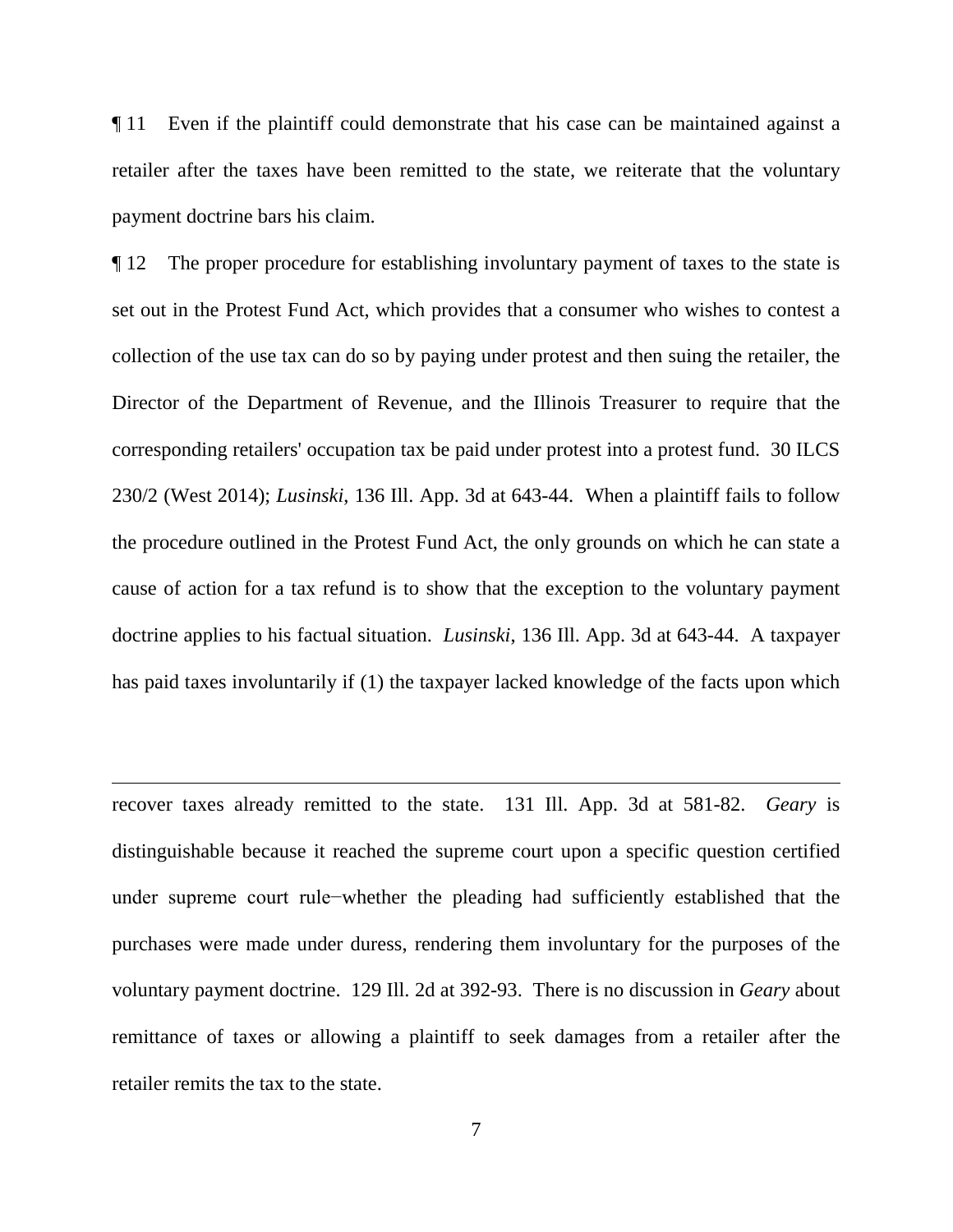¶ 11 Even if the plaintiff could demonstrate that his case can be maintained against a retailer after the taxes have been remitted to the state, we reiterate that the voluntary payment doctrine bars his claim.

¶ 12 The proper procedure for establishing involuntary payment of taxes to the state is set out in the Protest Fund Act, which provides that a consumer who wishes to contest a collection of the use tax can do so by paying under protest and then suing the retailer, the Director of the Department of Revenue, and the Illinois Treasurer to require that the corresponding retailers' occupation tax be paid under protest into a protest fund. 30 ILCS 230/2 (West 2014); *Lusinski*, 136 Ill. App. 3d at 643-44. When a plaintiff fails to follow the procedure outlined in the Protest Fund Act, the only grounds on which he can state a cause of action for a tax refund is to show that the exception to the voluntary payment doctrine applies to his factual situation. *Lusinski*, 136 Ill. App. 3d at 643-44. A taxpayer has paid taxes involuntarily if (1) the taxpayer lacked knowledge of the facts upon which

---

recover taxes already remitted to the state. 131 Ill. App. 3d at 581-82. *Geary* is distinguishable because it reached the supreme court upon a specific question certified under supreme court rule−whether the pleading had sufficiently established that the purchases were made under duress, rendering them involuntary for the purposes of the voluntary payment doctrine. 129 Ill. 2d at 392-93. There is no discussion in *Geary* about remittance of taxes or allowing a plaintiff to seek damages from a retailer after the retailer remits the tax to the state.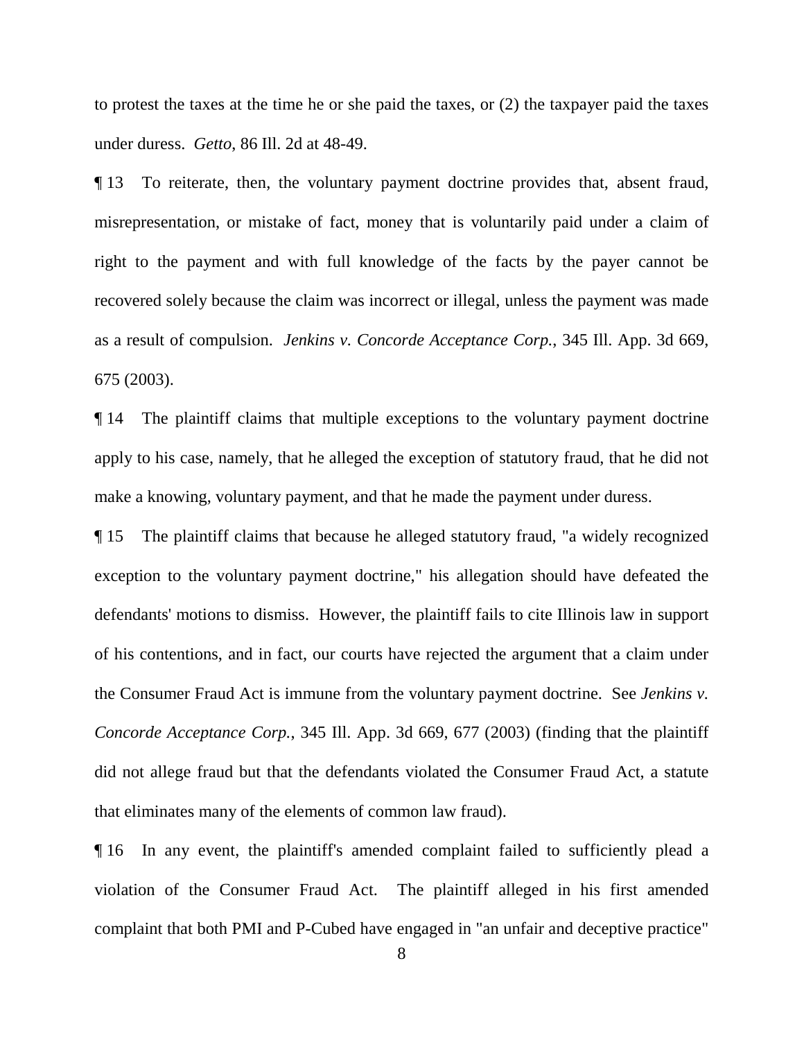to protest the taxes at the time he or she paid the taxes, or (2) the taxpayer paid the taxes under duress. *Getto*, 86 Ill. 2d at 48-49.

¶ 13 To reiterate, then, the voluntary payment doctrine provides that, absent fraud, misrepresentation, or mistake of fact, money that is voluntarily paid under a claim of right to the payment and with full knowledge of the facts by the payer cannot be recovered solely because the claim was incorrect or illegal, unless the payment was made as a result of compulsion. *Jenkins v. Concorde Acceptance Corp.*, 345 Ill. App. 3d 669, 675 (2003).

¶ 14 The plaintiff claims that multiple exceptions to the voluntary payment doctrine apply to his case, namely, that he alleged the exception of statutory fraud, that he did not make a knowing, voluntary payment, and that he made the payment under duress.

¶ 15 The plaintiff claims that because he alleged statutory fraud, "a widely recognized exception to the voluntary payment doctrine," his allegation should have defeated the defendants' motions to dismiss. However, the plaintiff fails to cite Illinois law in support of his contentions, and in fact, our courts have rejected the argument that a claim under the Consumer Fraud Act is immune from the voluntary payment doctrine. See *Jenkins v. Concorde Acceptance Corp.*, 345 Ill. App. 3d 669, 677 (2003) (finding that the plaintiff did not allege fraud but that the defendants violated the Consumer Fraud Act, a statute that eliminates many of the elements of common law fraud).

¶ 16 In any event, the plaintiff's amended complaint failed to sufficiently plead a violation of the Consumer Fraud Act. The plaintiff alleged in his first amended complaint that both PMI and P-Cubed have engaged in "an unfair and deceptive practice"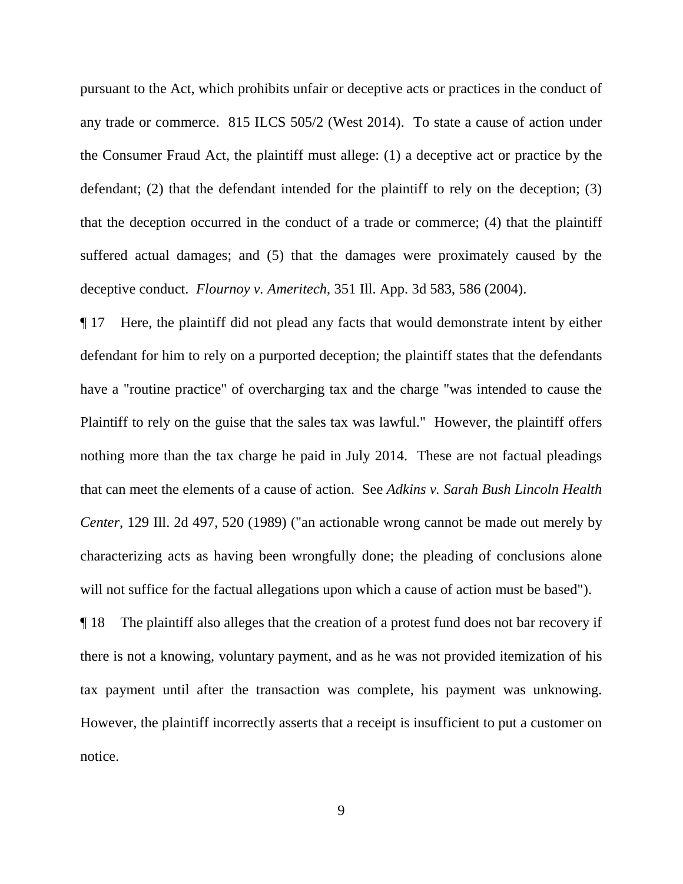pursuant to the Act, which prohibits unfair or deceptive acts or practices in the conduct of any trade or commerce. 815 ILCS 505/2 (West 2014). To state a cause of action under the Consumer Fraud Act, the plaintiff must allege: (1) a deceptive act or practice by the defendant; (2) that the defendant intended for the plaintiff to rely on the deception; (3) that the deception occurred in the conduct of a trade or commerce; (4) that the plaintiff suffered actual damages; and (5) that the damages were proximately caused by the deceptive conduct. *Flournoy v. Ameritech*, 351 Ill. App. 3d 583, 586 (2004).

¶ 17 Here, the plaintiff did not plead any facts that would demonstrate intent by either defendant for him to rely on a purported deception; the plaintiff states that the defendants have a "routine practice" of overcharging tax and the charge "was intended to cause the Plaintiff to rely on the guise that the sales tax was lawful." However, the plaintiff offers nothing more than the tax charge he paid in July 2014. These are not factual pleadings that can meet the elements of a cause of action. See *Adkins v. Sarah Bush Lincoln Health Center*, 129 Ill. 2d 497, 520 (1989) ("an actionable wrong cannot be made out merely by characterizing acts as having been wrongfully done; the pleading of conclusions alone will not suffice for the factual allegations upon which a cause of action must be based").

¶ 18 The plaintiff also alleges that the creation of a protest fund does not bar recovery if there is not a knowing, voluntary payment, and as he was not provided itemization of his tax payment until after the transaction was complete, his payment was unknowing. However, the plaintiff incorrectly asserts that a receipt is insufficient to put a customer on notice.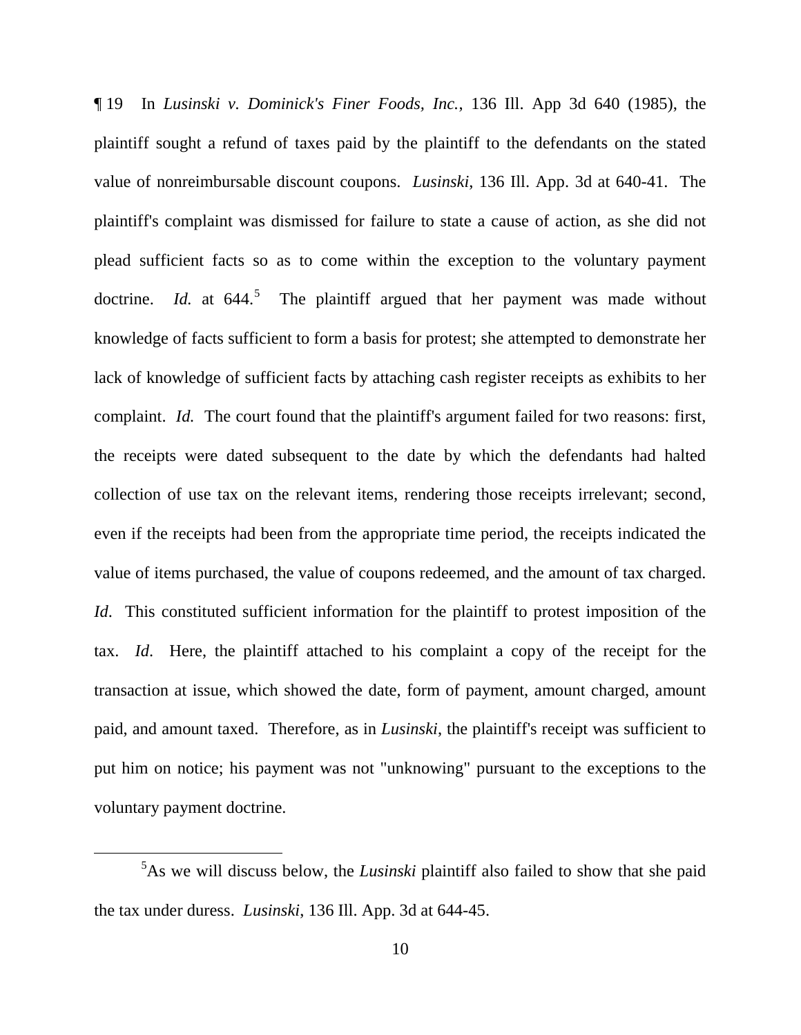¶ 19 In *Lusinski v. Dominick's Finer Foods, Inc.*, 136 Ill. App 3d 640 (1985), the plaintiff sought a refund of taxes paid by the plaintiff to the defendants on the stated value of nonreimbursable discount coupons. *Lusinski*, 136 Ill. App. 3d at 640-41. The plaintiff's complaint was dismissed for failure to state a cause of action, as she did not plead sufficient facts so as to come within the exception to the voluntary payment doctrine. *Id.* at 644.[5] The plaintiff argued that her payment was made without knowledge of facts sufficient to form a basis for protest; she attempted to demonstrate her lack of knowledge of sufficient facts by attaching cash register receipts as exhibits to her complaint. *Id.* The court found that the plaintiff's argument failed for two reasons: first, the receipts were dated subsequent to the date by which the defendants had halted collection of use tax on the relevant items, rendering those receipts irrelevant; second, even if the receipts had been from the appropriate time period, the receipts indicated the value of items purchased, the value of coupons redeemed, and the amount of tax charged. *Id*. This constituted sufficient information for the plaintiff to protest imposition of the tax. *Id*. Here, the plaintiff attached to his complaint a copy of the receipt for the transaction at issue, which showed the date, form of payment, amount charged, amount paid, and amount taxed. Therefore, as in *Lusinski*, the plaintiff's receipt was sufficient to put him on notice; his payment was not "unknowing" pursuant to the exceptions to the voluntary payment doctrine.

---

[5] As we will discuss below, the *Lusinski* plaintiff also failed to show that she paid the tax under duress. *Lusinski*, 136 Ill. App. 3d at 644-45.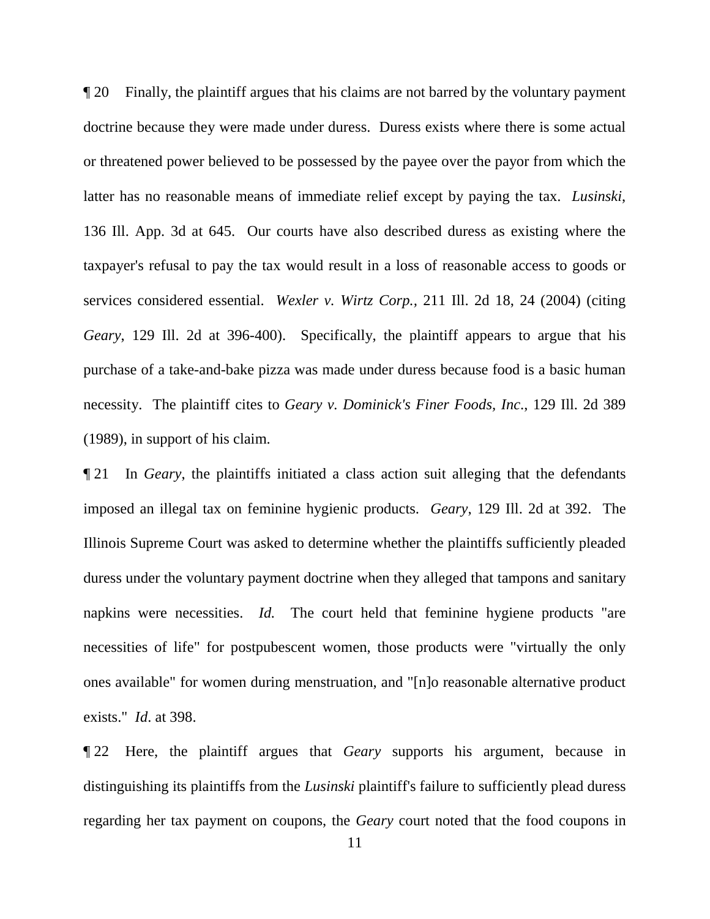¶ 20 Finally, the plaintiff argues that his claims are not barred by the voluntary payment doctrine because they were made under duress. Duress exists where there is some actual or threatened power believed to be possessed by the payee over the payor from which the latter has no reasonable means of immediate relief except by paying the tax. *Lusinski*, 136 Ill. App. 3d at 645. Our courts have also described duress as existing where the taxpayer's refusal to pay the tax would result in a loss of reasonable access to goods or services considered essential. *Wexler v. Wirtz Corp.*, 211 Ill. 2d 18, 24 (2004) (citing *Geary*, 129 Ill. 2d at 396-400). Specifically, the plaintiff appears to argue that his purchase of a take-and-bake pizza was made under duress because food is a basic human necessity. The plaintiff cites to *Geary v. Dominick's Finer Foods, Inc*., 129 Ill. 2d 389 (1989), in support of his claim.

¶ 21 In *Geary*, the plaintiffs initiated a class action suit alleging that the defendants imposed an illegal tax on feminine hygienic products. *Geary*, 129 Ill. 2d at 392. The Illinois Supreme Court was asked to determine whether the plaintiffs sufficiently pleaded duress under the voluntary payment doctrine when they alleged that tampons and sanitary napkins were necessities. *Id.* The court held that feminine hygiene products "are necessities of life" for postpubescent women, those products were "virtually the only ones available" for women during menstruation, and "[n]o reasonable alternative product exists." *Id*. at 398.

¶ 22 Here, the plaintiff argues that *Geary* supports his argument, because in distinguishing its plaintiffs from the *Lusinski* plaintiff's failure to sufficiently plead duress regarding her tax payment on coupons, the *Geary* court noted that the food coupons in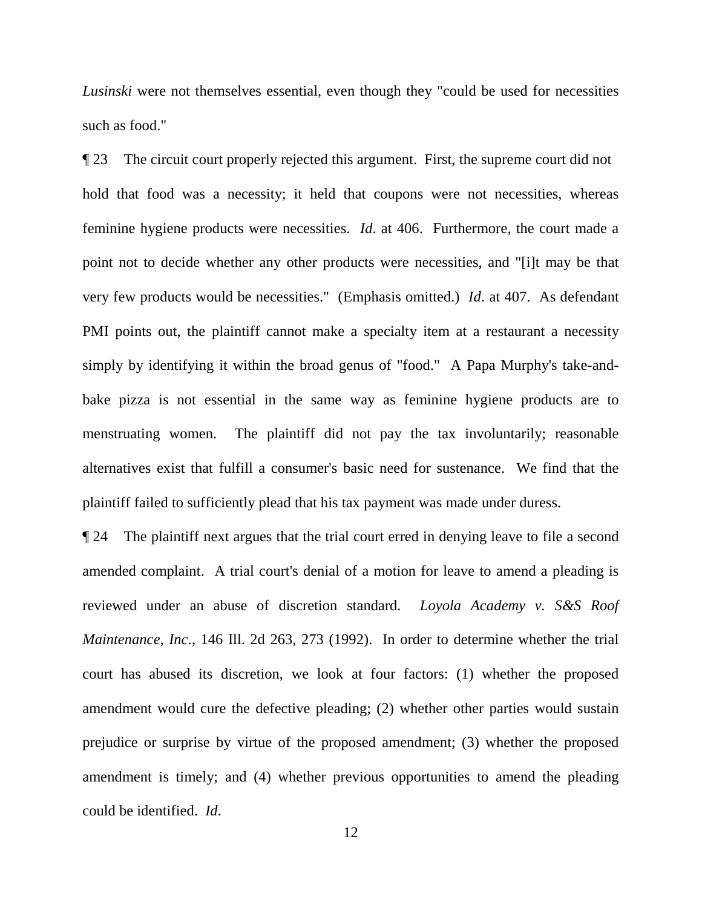*Lusinski* were not themselves essential, even though they "could be used for necessities such as food."

¶ 23 The circuit court properly rejected this argument. First, the supreme court did not hold that food was a necessity; it held that coupons were not necessities, whereas feminine hygiene products were necessities. *Id*. at 406. Furthermore, the court made a point not to decide whether any other products were necessities, and "[i]t may be that very few products would be necessities." (Emphasis omitted.) *Id*. at 407. As defendant PMI points out, the plaintiff cannot make a specialty item at a restaurant a necessity simply by identifying it within the broad genus of "food." A Papa Murphy's take-and-bake pizza is not essential in the same way as feminine hygiene products are to menstruating women. The plaintiff did not pay the tax involuntarily; reasonable alternatives exist that fulfill a consumer's basic need for sustenance. We find that the plaintiff failed to sufficiently plead that his tax payment was made under duress.

¶ 24 The plaintiff next argues that the trial court erred in denying leave to file a second amended complaint. A trial court's denial of a motion for leave to amend a pleading is reviewed under an abuse of discretion standard. *Loyola Academy v. S&S Roof Maintenance, Inc.*, 146 Ill. 2d 263, 273 (1992). In order to determine whether the trial court has abused its discretion, we look at four factors: (1) whether the proposed amendment would cure the defective pleading; (2) whether other parties would sustain prejudice or surprise by virtue of the proposed amendment; (3) whether the proposed amendment is timely; and (4) whether previous opportunities to amend the pleading could be identified. *Id*.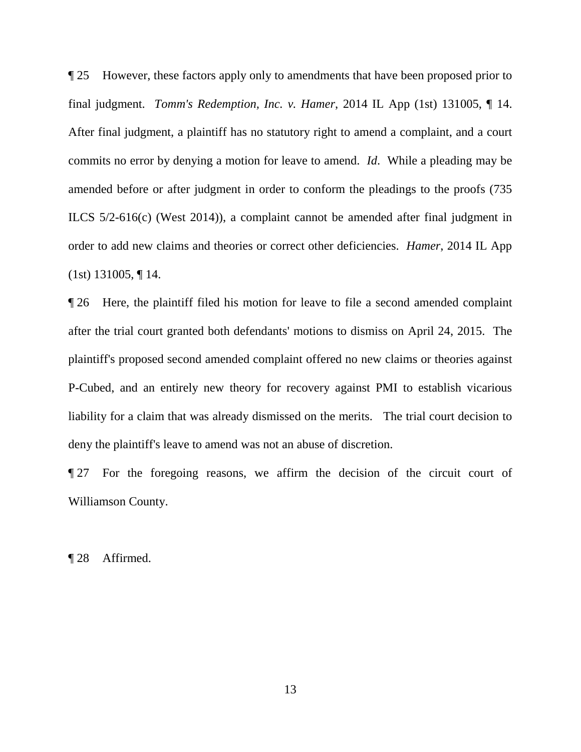¶ 25 However, these factors apply only to amendments that have been proposed prior to final judgment. *Tomm's Redemption, Inc. v. Hamer*, 2014 IL App (1st) 131005, ¶ 14. After final judgment, a plaintiff has no statutory right to amend a complaint, and a court commits no error by denying a motion for leave to amend. *Id*. While a pleading may be amended before or after judgment in order to conform the pleadings to the proofs (735 ILCS 5/2-616(c) (West 2014)), a complaint cannot be amended after final judgment in order to add new claims and theories or correct other deficiencies. *Hamer*, 2014 IL App (1st) 131005, ¶ 14.

¶ 26 Here, the plaintiff filed his motion for leave to file a second amended complaint after the trial court granted both defendants' motions to dismiss on April 24, 2015. The plaintiff's proposed second amended complaint offered no new claims or theories against P-Cubed, and an entirely new theory for recovery against PMI to establish vicarious liability for a claim that was already dismissed on the merits. The trial court decision to deny the plaintiff's leave to amend was not an abuse of discretion.

¶ 27 For the foregoing reasons, we affirm the decision of the circuit court of Williamson County.

¶ 28 Affirmed.